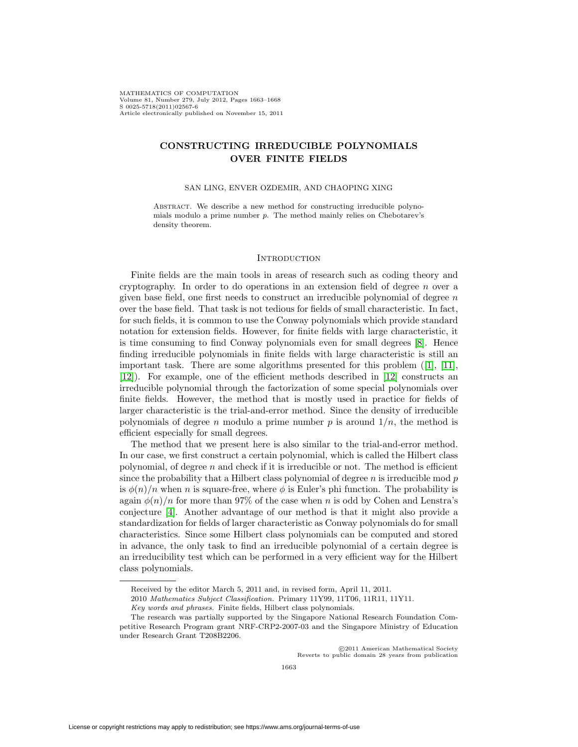# CONSTRUCTING IRREDUCIBLE POLYNOMIALS OVER FINITE FIELDS

SAN LING, ENVER OZDEMIR, AND CHAOPING XING

ABSTRACT. We describe a new method for constructing irreducible polynomials modulo a prime number $p$. The method mainly relies on Chebotarev's density theorem.

## INTRODUCTION

Finite fields are the main tools in areas of research such as coding theory and cryptography. In order to do operations in an extension field of degree $n$ over a given base field, one first needs to construct an irreducible polynomial of degree $n$ over the base field. That task is not tedious for fields of small characteristic. In fact, for such fields, it is common to use the Conway polynomials which provide standard notation for extension fields. However, for finite fields with large characteristic, it is time consuming to find Conway polynomials even for small degrees [8]. Hence finding irreducible polynomials in finite fields with large characteristic is still an important task. There are some algorithms presented for this problem ([1], [11], [12]). For example, one of the efficient methods described in [12] constructs an irreducible polynomial through the factorization of some special polynomials over finite fields. However, the method that is mostly used in practice for fields of larger characteristic is the trial-and-error method. Since the density of irreducible polynomials of degree $n$ modulo a prime number $p$ is around $1/n$, the method is efficient especially for small degrees.

The method that we present here is also similar to the trial-and-error method. In our case, we first construct a certain polynomial, which is called the Hilbert class polynomial, of degree $n$ and check if it is irreducible or not. The method is efficient since the probability that a Hilbert class polynomial of degree $n$ is irreducible mod $p$ is $\phi(n)/n$ when $n$ is square-free, where $\phi$ is Euler's phi function. The probability is again $\phi(n)/n$ for more than 97% of the case when $n$ is odd by Cohen and Lenstra's conjecture [4]. Another advantage of our method is that it might also provide a standardization for fields of larger characteristic as Conway polynomials do for small characteristics. Since some Hilbert class polynomials can be computed and stored in advance, the only task to find an irreducible polynomial of a certain degree is an irreducibility test which can be performed in a very efficient way for the Hilbert class polynomials.

---

Received by the editor March 5, 2011 and, in revised form, April 11, 2011.

2010 *Mathematics Subject Classification.* Primary 11Y99, 11T06, 11R11, 11Y11.

*Key words and phrases.* Finite fields, Hilbert class polynomials.

The research was partially supported by the Singapore National Research Foundation Competitive Research Program grant NRF-CRP2-2007-03 and the Singapore Ministry of Education under Research Grant T208B2206.

©2011 American Mathematical Society
Reverts to public domain 28 years from publication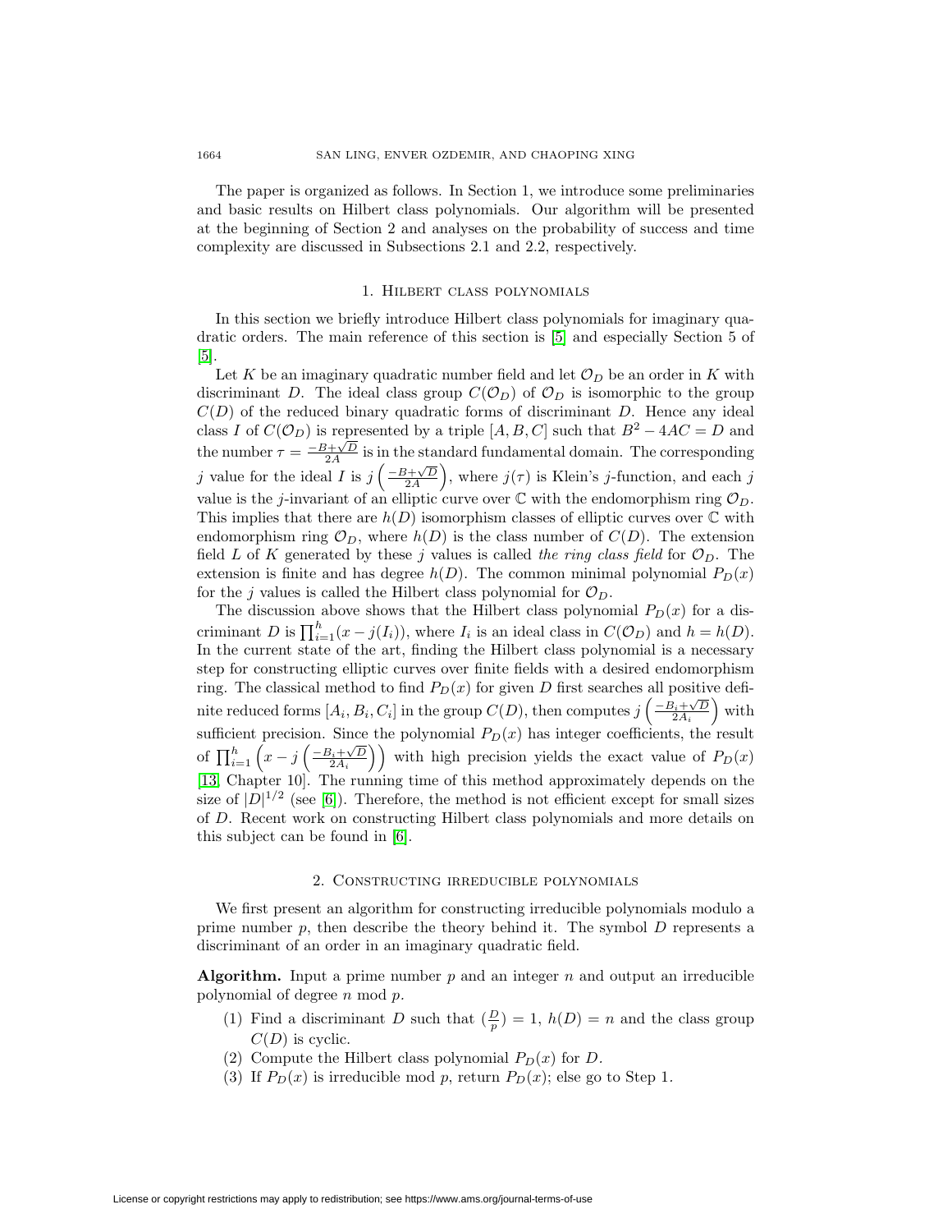The paper is organized as follows. In Section 1, we introduce some preliminaries and basic results on Hilbert class polynomials. Our algorithm will be presented at the beginning of Section 2 and analyses on the probability of success and time complexity are discussed in Subsections 2.1 and 2.2, respectively.

## 1. Hilbert class polynomials

In this section we briefly introduce Hilbert class polynomials for imaginary quadratic orders. The main reference of this section is [5] and especially Section 5 of [5].

Let $K$ be an imaginary quadratic number field and let $\mathcal{O}_D$ be an order in $K$ with discriminant $D$. The ideal class group $C(\mathcal{O}_D)$ of $\mathcal{O}_D$ is isomorphic to the group $C(D)$ of the reduced binary quadratic forms of discriminant $D$. Hence any ideal class $I$ of $C(\mathcal{O}_D)$ is represented by a triple $[A, B, C]$ such that $B^2 - 4AC = D$ and the number $\tau = \frac{-B+\sqrt{D}}{2A}$ is in the standard fundamental domain. The corresponding $j$ value for the ideal $I$ is $j\left(\frac{-B+\sqrt{D}}{2A}\right)$, where $j(\tau)$ is Klein's $j$-function, and each $j$ value is the $j$-invariant of an elliptic curve over $\mathbb{C}$ with the endomorphism ring $\mathcal{O}_D$. This implies that there are $h(D)$ isomorphism classes of elliptic curves over $\mathbb{C}$ with endomorphism ring $\mathcal{O}_D$, where $h(D)$ is the class number of $C(D)$. The extension field $L$ of $K$ generated by these $j$ values is called *the ring class field* for $\mathcal{O}_D$. The extension is finite and has degree $h(D)$. The common minimal polynomial $P_D(x)$ for the $j$ values is called the Hilbert class polynomial for $\mathcal{O}_D$.

The discussion above shows that the Hilbert class polynomial $P_D(x)$ for a discriminant $D$ is $\prod_{i=1}^{h}(x - j(I_i))$, where $I_i$ is an ideal class in $C(\mathcal{O}_D)$ and $h = h(D)$. In the current state of the art, finding the Hilbert class polynomial is a necessary step for constructing elliptic curves over finite fields with a desired endomorphism ring. The classical method to find $P_D(x)$ for given $D$ first searches all positive definite reduced forms $[A_i, B_i, C_i]$ in the group $C(D)$, then computes $j\left(\frac{-B_i+\sqrt{D}}{2A_i}\right)$ with sufficient precision. Since the polynomial $P_D(x)$ has integer coefficients, the result of $\prod_{i=1}^{h}\left(x - j\left(\frac{-B_i+\sqrt{D}}{2A_i}\right)\right)$ with high precision yields the exact value of $P_D(x)$ [13, Chapter 10]. The running time of this method approximately depends on the size of $|D|^{1/2}$ (see [6]). Therefore, the method is not efficient except for small sizes of $D$. Recent work on constructing Hilbert class polynomials and more details on this subject can be found in [6].

## 2. Constructing irreducible polynomials

We first present an algorithm for constructing irreducible polynomials modulo a prime number $p$, then describe the theory behind it. The symbol $D$ represents a discriminant of an order in an imaginary quadratic field.

**Algorithm.** Input a prime number $p$ and an integer $n$ and output an irreducible polynomial of degree $n$ mod $p$.

1. Find a discriminant $D$ such that $(\frac{D}{p}) = 1$, $h(D) = n$ and the class group $C(D)$ is cyclic.
2. Compute the Hilbert class polynomial $P_D(x)$ for $D$.
3. If $P_D(x)$ is irreducible mod $p$, return $P_D(x)$; else go to Step 1.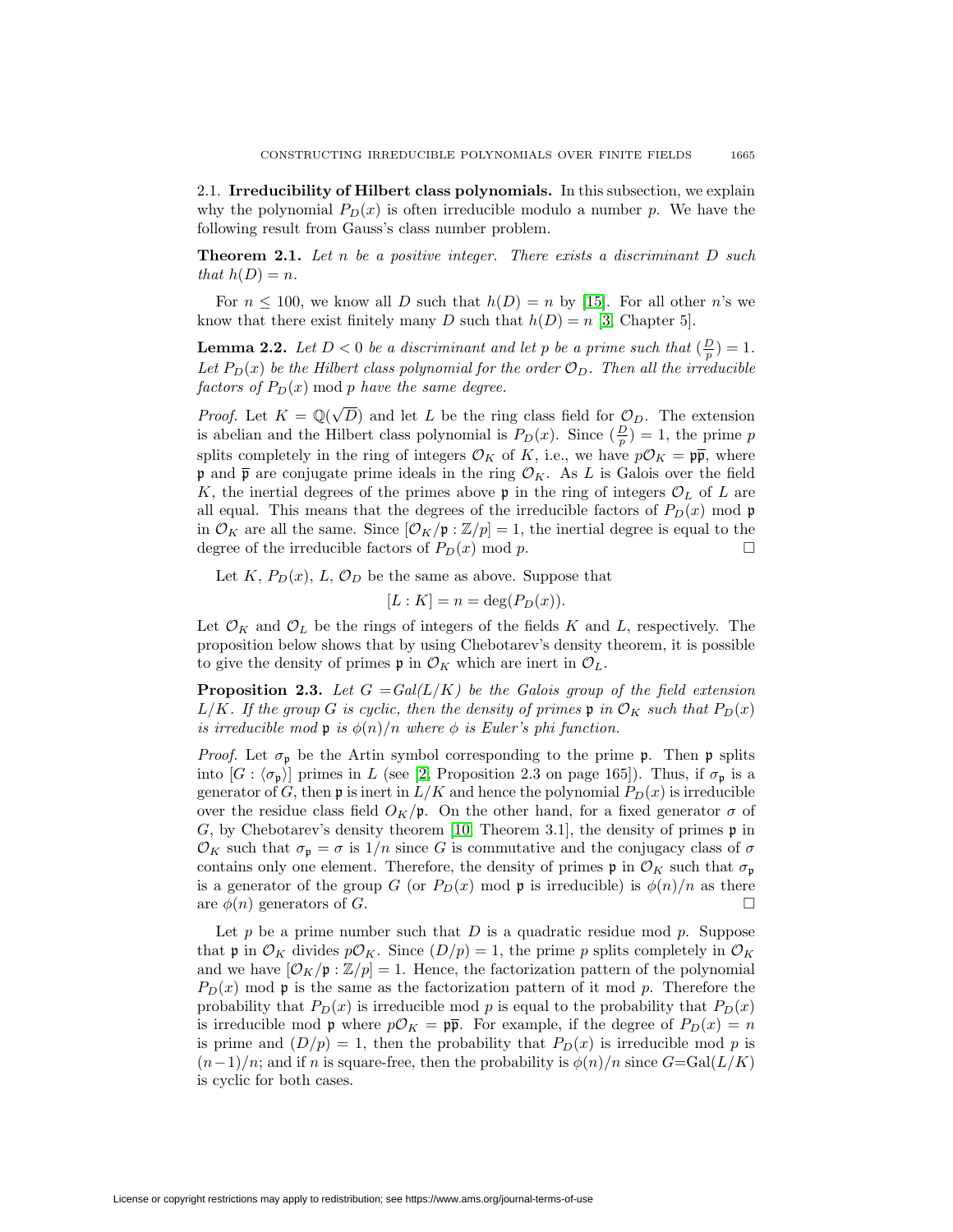### 2.1. Irreducibility of Hilbert class polynomials.

In this subsection, we explain why the polynomial $P_D(x)$ is often irreducible modulo a number $p$. We have the following result from Gauss's class number problem.

**Theorem 2.1.** *Let $n$ be a positive integer. There exists a discriminant $D$ such that $h(D) = n$.*

For $n \leq 100$, we know all $D$ such that $h(D) = n$ by [15]. For all other $n$'s we know that there exist finitely many $D$ such that $h(D) = n$ [3, Chapter 5].

**Lemma 2.2.** *Let $D < 0$ be a discriminant and let $p$ be a prime such that $(\frac{D}{p}) = 1$. Let $P_D(x)$ be the Hilbert class polynomial for the order $\mathcal{O}_D$. Then all the irreducible factors of $P_D(x)$ mod $p$ have the same degree.*

*Proof.* Let $K = \mathbb{Q}(\sqrt{D})$ and let $L$ be the ring class field for $\mathcal{O}_D$. The extension is abelian and the Hilbert class polynomial is $P_D(x)$. Since $(\frac{D}{p}) = 1$, the prime $p$ splits completely in the ring of integers $\mathcal{O}_K$ of $K$, i.e., we have $p\mathcal{O}_K = \mathfrak{p}\overline{\mathfrak{p}}$, where $\mathfrak{p}$ and $\overline{\mathfrak{p}}$ are conjugate prime ideals in the ring $\mathcal{O}_K$. As $L$ is Galois over the field $K$, the inertial degrees of the primes above $\mathfrak{p}$ in the ring of integers $\mathcal{O}_L$ of $L$ are all equal. This means that the degrees of the irreducible factors of $P_D(x)$ mod $\mathfrak{p}$ in $\mathcal{O}_K$ are all the same. Since $[\mathcal{O}_K/\mathfrak{p} : \mathbb{Z}/p] = 1$, the inertial degree is equal to the degree of the irreducible factors of $P_D(x)$ mod $p$. □

Let $K$, $P_D(x)$, $L$, $\mathcal{O}_D$ be the same as above. Suppose that

$$[L : K] = n = \deg(P_D(x)).$$

Let $\mathcal{O}_K$ and $\mathcal{O}_L$ be the rings of integers of the fields $K$ and $L$, respectively. The proposition below shows that by using Chebotarev's density theorem, it is possible to give the density of primes $\mathfrak{p}$ in $\mathcal{O}_K$ which are inert in $\mathcal{O}_L$.

**Proposition 2.3.** *Let $G = Gal(L/K)$ be the Galois group of the field extension $L/K$. If the group $G$ is cyclic, then the density of primes $\mathfrak{p}$ in $\mathcal{O}_K$ such that $P_D(x)$ is irreducible mod $\mathfrak{p}$ is $\phi(n)/n$ where $\phi$ is Euler's phi function.*

*Proof.* Let $\sigma_\mathfrak{p}$ be the Artin symbol corresponding to the prime $\mathfrak{p}$. Then $\mathfrak{p}$ splits into $[G : \langle\sigma_\mathfrak{p}\rangle]$ primes in $L$ (see [2, Proposition 2.3 on page 165]). Thus, if $\sigma_\mathfrak{p}$ is a generator of $G$, then $\mathfrak{p}$ is inert in $L/K$ and hence the polynomial $P_D(x)$ is irreducible over the residue class field $O_K/\mathfrak{p}$. On the other hand, for a fixed generator $\sigma$ of $G$, by Chebotarev's density theorem [10, Theorem 3.1], the density of primes $\mathfrak{p}$ in $\mathcal{O}_K$ such that $\sigma_\mathfrak{p} = \sigma$ is $1/n$ since $G$ is commutative and the conjugacy class of $\sigma$ contains only one element. Therefore, the density of primes $\mathfrak{p}$ in $\mathcal{O}_K$ such that $\sigma_\mathfrak{p}$ is a generator of the group $G$ (or $P_D(x)$ mod $\mathfrak{p}$ is irreducible) is $\phi(n)/n$ as there are $\phi(n)$ generators of $G$. □

Let $p$ be a prime number such that $D$ is a quadratic residue mod $p$. Suppose that $\mathfrak{p}$ in $\mathcal{O}_K$ divides $p\mathcal{O}_K$. Since $(D/p) = 1$, the prime $p$ splits completely in $\mathcal{O}_K$ and we have $[\mathcal{O}_K/\mathfrak{p} : \mathbb{Z}/p] = 1$. Hence, the factorization pattern of the polynomial $P_D(x)$ mod $\mathfrak{p}$ is the same as the factorization pattern of it mod $p$. Therefore the probability that $P_D(x)$ is irreducible mod $p$ is equal to the probability that $P_D(x)$ is irreducible mod $\mathfrak{p}$ where $p\mathcal{O}_K = \mathfrak{p}\overline{\mathfrak{p}}$. For example, if the degree of $P_D(x) = n$ is prime and $(D/p) = 1$, then the probability that $P_D(x)$ is irreducible mod $p$ is $(n-1)/n$; and if $n$ is square-free, then the probability is $\phi(n)/n$ since $G$=Gal$(L/K)$ is cyclic for both cases.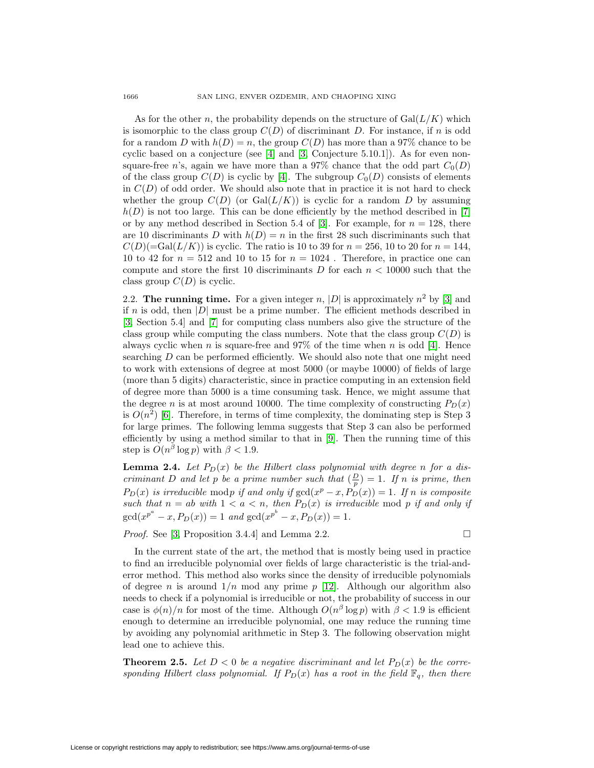As for the other $n$, the probability depends on the structure of $\mathrm{Gal}(L/K)$ which is isomorphic to the class group $C(D)$ of discriminant $D$. For instance, if $n$ is odd for a random $D$ with $h(D) = n$, the group $C(D)$ has more than a 97% chance to be cyclic based on a conjecture (see [4] and [3, Conjecture 5.10.1]). As for even non-square-free $n$'s, again we have more than a 97% chance that the odd part $C_0(D)$ of the class group $C(D)$ is cyclic by [4]. The subgroup $C_0(D)$ consists of elements in $C(D)$ of odd order. We should also note that in practice it is not hard to check whether the group $C(D)$ (or $\mathrm{Gal}(L/K)$) is cyclic for a random $D$ by assuming $h(D)$ is not too large. This can be done efficiently by the method described in [7] or by any method described in Section 5.4 of [3]. For example, for $n = 128$, there are 10 discriminants $D$ with $h(D) = n$ in the first 28 such discriminants such that $C(D)(=\mathrm{Gal}(L/K))$ is cyclic. The ratio is 10 to 39 for $n = 256$, 10 to 20 for $n = 144$, 10 to 42 for $n = 512$ and 10 to 15 for $n = 1024$ . Therefore, in practice one can compute and store the first 10 discriminants $D$ for each $n < 10000$ such that the class group $C(D)$ is cyclic.

2.2. **The running time.** For a given integer $n$, $|D|$ is approximately $n^2$ by [3] and if $n$ is odd, then $|D|$ must be a prime number. The efficient methods described in [3, Section 5.4] and [7] for computing class numbers also give the structure of the class group while computing the class numbers. Note that the class group $C(D)$ is always cyclic when $n$ is square-free and 97% of the time when $n$ is odd [4]. Hence searching $D$ can be performed efficiently. We should also note that one might need to work with extensions of degree at most 5000 (or maybe 10000) of fields of large (more than 5 digits) characteristic, since in practice computing in an extension field of degree more than 5000 is a time consuming task. Hence, we might assume that the degree $n$ is at most around 10000. The time complexity of constructing $P_D(x)$ is $O(n^2)$ [6]. Therefore, in terms of time complexity, the dominating step is Step 3 for large primes. The following lemma suggests that Step 3 can also be performed efficiently by using a method similar to that in [9]. Then the running time of this step is $O(n^\beta \log p)$ with $\beta < 1.9$.

**Lemma 2.4.** *Let $P_D(x)$ be the Hilbert class polynomial with degree $n$ for a discriminant $D$ and let $p$ be a prime number such that $(\frac{D}{p}) = 1$. If $n$ is prime, then $P_D(x)$ is irreducible* mod*$p$ if and only if $\gcd(x^p - x, P_D(x)) = 1$. If $n$ is composite such that $n = ab$ with $1 < a < n$, then $P_D(x)$ is irreducible* mod *$p$ if and only if $\gcd(x^{p^a} - x, P_D(x)) = 1$ and $\gcd(x^{p^b} - x, P_D(x)) = 1$.*

*Proof.* See [3, Proposition 3.4.4] and Lemma 2.2. □

In the current state of the art, the method that is mostly being used in practice to find an irreducible polynomial over fields of large characteristic is the trial-and-error method. This method also works since the density of irreducible polynomials of degree $n$ is around $1/n$ mod any prime $p$ [12]. Although our algorithm also needs to check if a polynomial is irreducible or not, the probability of success in our case is $\phi(n)/n$ for most of the time. Although $O(n^\beta \log p)$ with $\beta < 1.9$ is efficient enough to determine an irreducible polynomial, one may reduce the running time by avoiding any polynomial arithmetic in Step 3. The following observation might lead one to achieve this.

**Theorem 2.5.** *Let $D < 0$ be a negative discriminant and let $P_D(x)$ be the corresponding Hilbert class polynomial. If $P_D(x)$ has a root in the field $\mathbb{F}_q$, then there*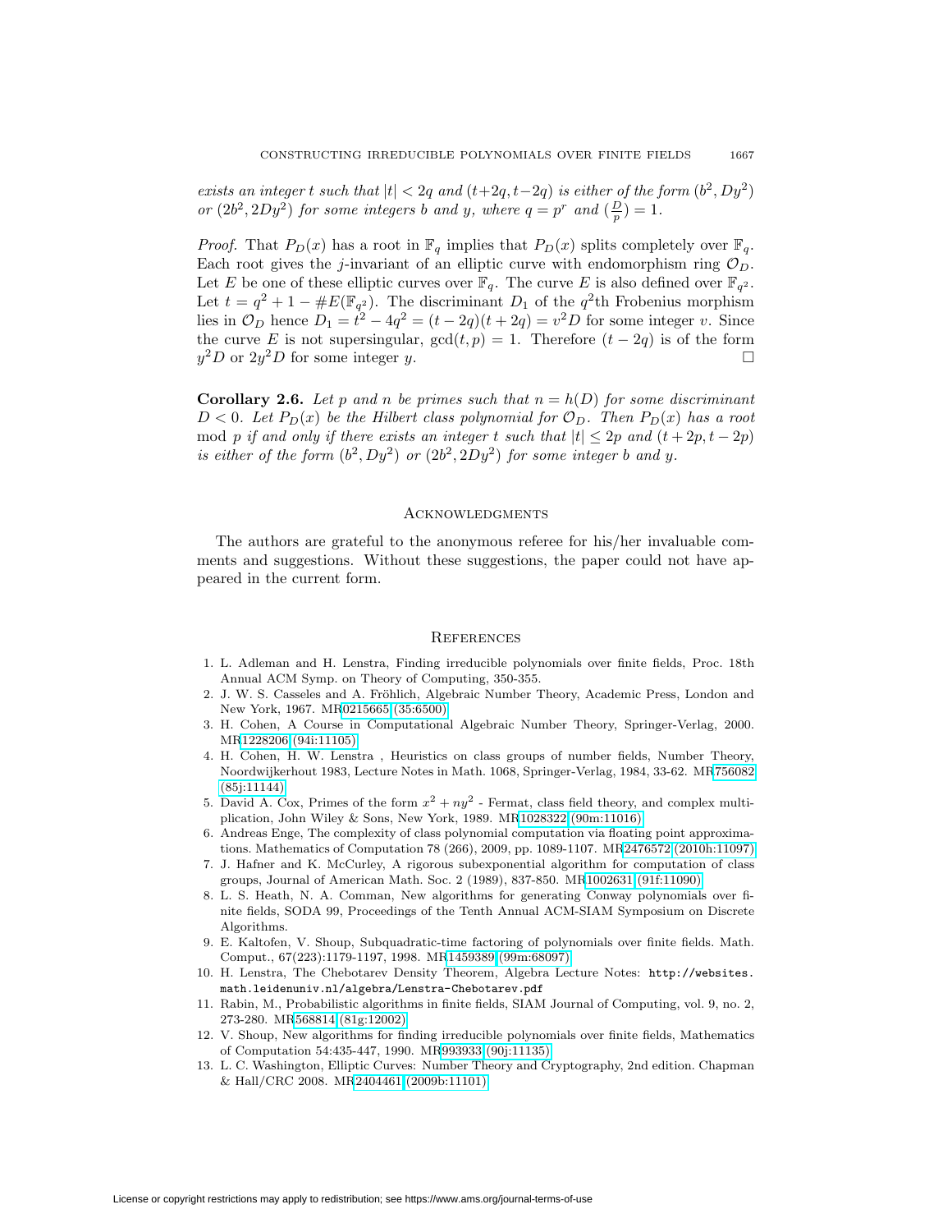*exists an integer $t$ such that $|t| < 2q$ and $(t+2q, t-2q)$ is either of the form $(b^2, Dy^2)$ or $(2b^2, 2Dy^2)$ for some integers $b$ and $y$, where $q = p^r$ and $(\frac{D}{p}) = 1$.*

*Proof.* That $P_D(x)$ has a root in $\mathbb{F}_q$ implies that $P_D(x)$ splits completely over $\mathbb{F}_q$. Each root gives the $j$-invariant of an elliptic curve with endomorphism ring $\mathcal{O}_D$. Let $E$ be one of these elliptic curves over $\mathbb{F}_q$. The curve $E$ is also defined over $\mathbb{F}_{q^2}$. Let $t = q^2 + 1 - \#E(\mathbb{F}_{q^2})$. The discriminant $D_1$ of the $q^2$th Frobenius morphism lies in $\mathcal{O}_D$ hence $D_1 = t^2 - 4q^2 = (t-2q)(t+2q) = v^2 D$ for some integer $v$. Since the curve $E$ is not supersingular, $\gcd(t, p) = 1$. Therefore $(t - 2q)$ is of the form $y^2 D$ or $2y^2 D$ for some integer $y$. □

**Corollary 2.6.** *Let $p$ and $n$ be primes such that $n = h(D)$ for some discriminant $D < 0$. Let $P_D(x)$ be the Hilbert class polynomial for $\mathcal{O}_D$. Then $P_D(x)$ has a root* mod $p$ *if and only if there exists an integer $t$ such that $|t| \le 2p$ and $(t + 2p, t - 2p)$ is either of the form $(b^2, Dy^2)$ or $(2b^2, 2Dy^2)$ for some integer $b$ and $y$.*

## Acknowledgments

The authors are grateful to the anonymous referee for his/her invaluable comments and suggestions. Without these suggestions, the paper could not have appeared in the current form.

## References

1. L. Adleman and H. Lenstra, Finding irreducible polynomials over finite fields, Proc. 18th Annual ACM Symp. on Theory of Computing, 350-355.
2. J. W. S. Casseles and A. Fröhlich, Algebraic Number Theory, Academic Press, London and New York, 1967. MR0215665 (35:6500)
3. H. Cohen, A Course in Computational Algebraic Number Theory, Springer-Verlag, 2000. MR1228206 (94i:11105)
4. H. Cohen, H. W. Lenstra , Heuristics on class groups of number fields, Number Theory, Noordwijkerhout 1983, Lecture Notes in Math. 1068, Springer-Verlag, 1984, 33-62. MR756082 (85j:11144)
5. David A. Cox, Primes of the form $x^2 + ny^2$ - Fermat, class field theory, and complex multiplication, John Wiley & Sons, New York, 1989. MR1028322 (90m:11016)
6. Andreas Enge, The complexity of class polynomial computation via floating point approximations. Mathematics of Computation 78 (266), 2009, pp. 1089-1107. MR2476572 (2010h:11097)
7. J. Hafner and K. McCurley, A rigorous subexponential algorithm for computation of class groups, Journal of American Math. Soc. 2 (1989), 837-850. MR1002631 (91f:11090)
8. L. S. Heath, N. A. Comman, New algorithms for generating Conway polynomials over finite fields, SODA 99, Proceedings of the Tenth Annual ACM-SIAM Symposium on Discrete Algorithms.
9. E. Kaltofen, V. Shoup, Subquadratic-time factoring of polynomials over finite fields. Math. Comput., 67(223):1179-1197, 1998. MR1459389 (99m:68097)
10. H. Lenstra, The Chebotarev Density Theorem, Algebra Lecture Notes: `http://websites.math.leidenuniv.nl/algebra/Lenstra-Chebotarev.pdf`
11. Rabin, M., Probabilistic algorithms in finite fields, SIAM Journal of Computing, vol. 9, no. 2, 273-280. MR568814 (81g:12002)
12. V. Shoup, New algorithms for finding irreducible polynomials over finite fields, Mathematics of Computation 54:435-447, 1990. MR993933 (90j:11135)
13. L. C. Washington, Elliptic Curves: Number Theory and Cryptography, 2nd edition. Chapman & Hall/CRC 2008. MR2404461 (2009b:11101)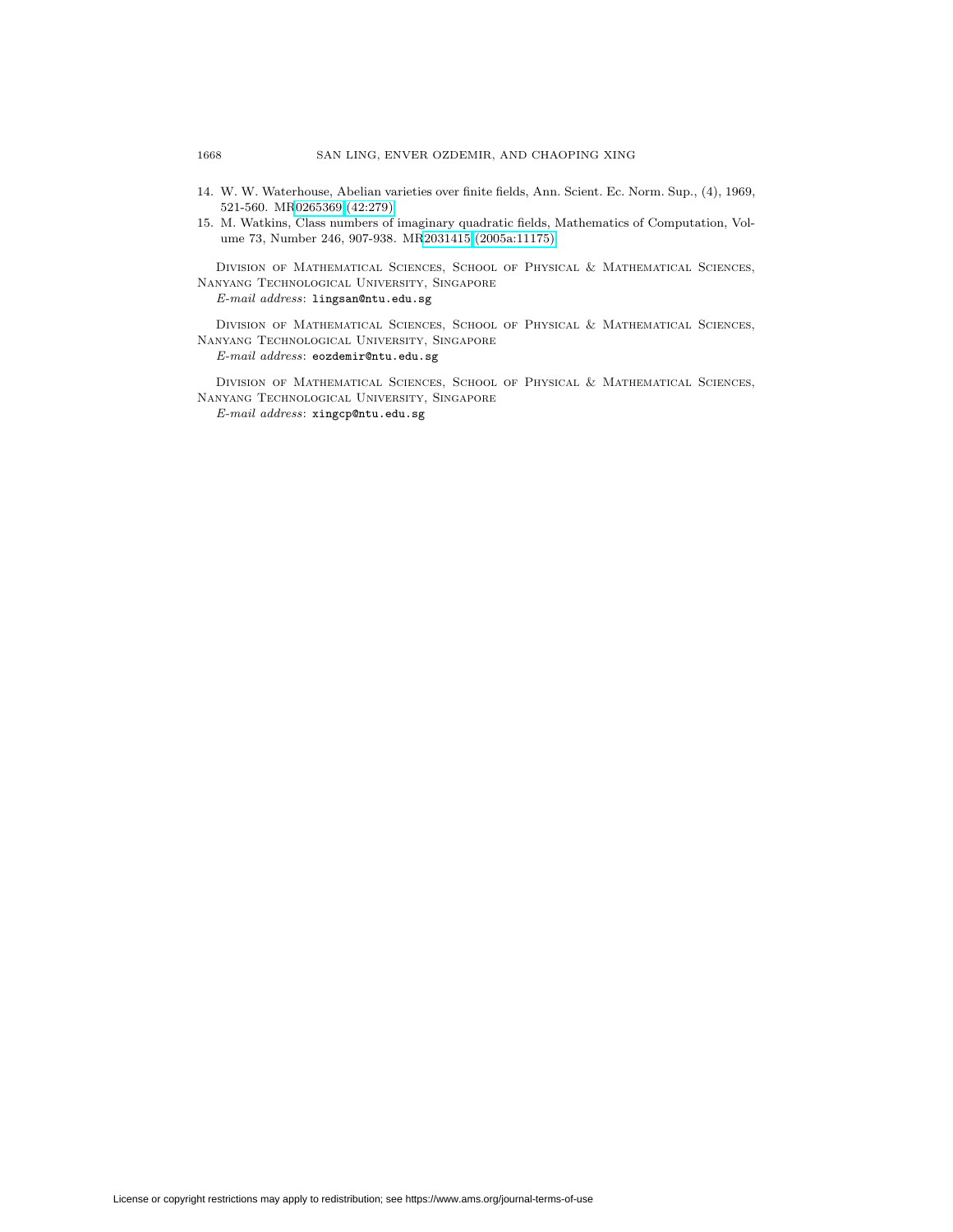14. W. W. Waterhouse, Abelian varieties over finite fields, Ann. Scient. Ec. Norm. Sup., (4), 1969, 521-560. MR0265369 (42:279)
15. M. Watkins, Class numbers of imaginary quadratic fields, Mathematics of Computation, Volume 73, Number 246, 907-938. MR2031415 (2005a:11175)

Division of Mathematical Sciences, School of Physical & Mathematical Sciences, Nanyang Technological University, Singapore
*E-mail address*: lingsan@ntu.edu.sg

Division of Mathematical Sciences, School of Physical & Mathematical Sciences, Nanyang Technological University, Singapore
*E-mail address*: eozdemir@ntu.edu.sg

Division of Mathematical Sciences, School of Physical & Mathematical Sciences, Nanyang Technological University, Singapore
*E-mail address*: xingcp@ntu.edu.sg

License or copyright restrictions may apply to redistribution; see https://www.ams.org/journal-terms-of-use